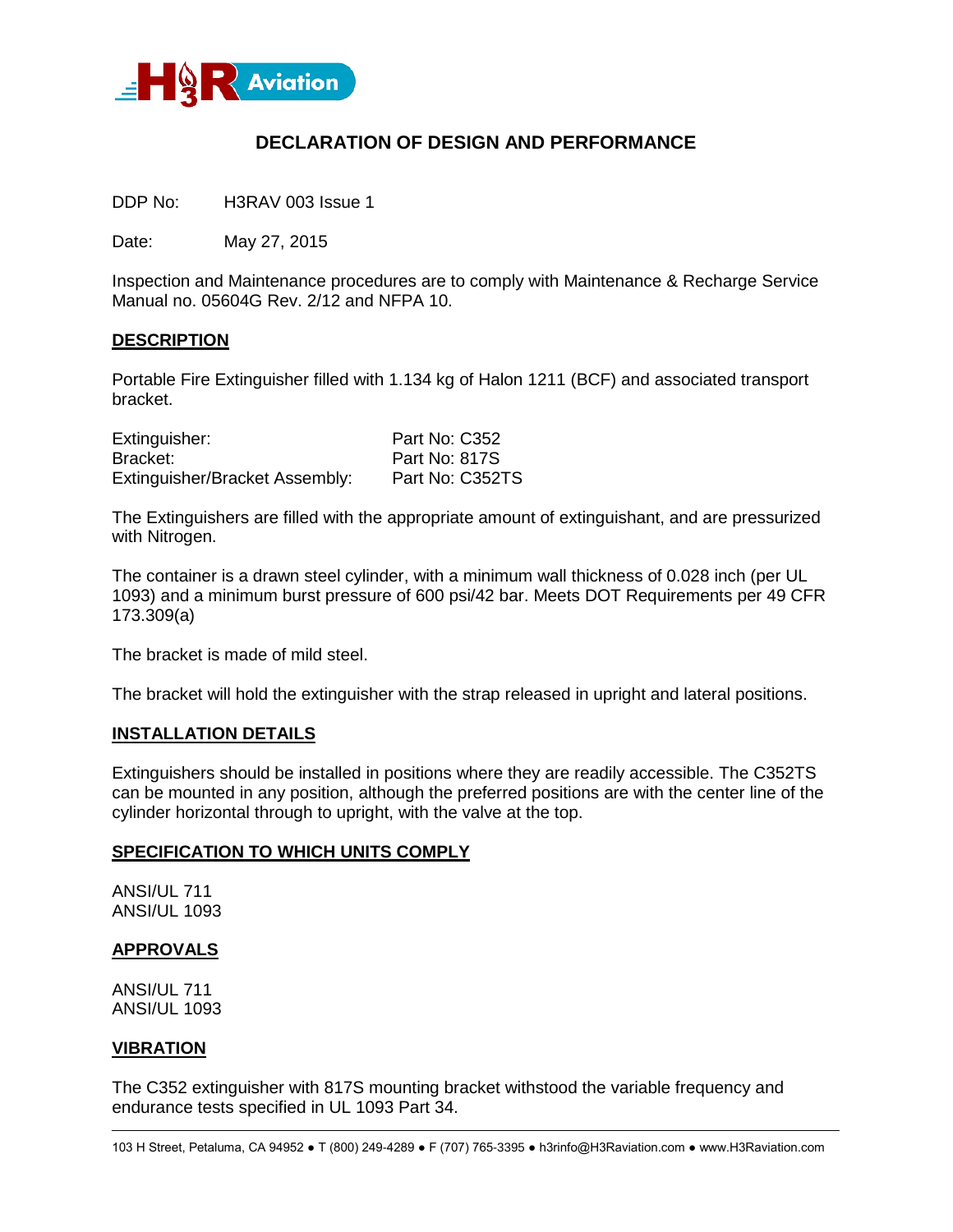# DECLARATION OF DESIGN AND PERFORMANCE

DDP No: H3RAV 003 Issue 1

Date: May 27, 2015

Inspection and Maintenance procedures are to comply with Maintenance & Recharge Service Manual no. 05604G Rev. 2/12 and NFPA 10.

## DESCRIPTION

Portable Fire Extinguisher filled with 1.134 kg of Halon 1211 (BCF) and associated transport bracket.

| | |
|---|---|
| Extinguisher: | Part No: C352 |
| Bracket: | Part No: 817S |
| Extinguisher/Bracket Assembly: | Part No: C352TS |

The Extinguishers are filled with the appropriate amount of extinguishant, and are pressurized with Nitrogen.

The container is a drawn steel cylinder, with a minimum wall thickness of 0.028 inch (per UL 1093) and a minimum burst pressure of 600 psi/42 bar. Meets DOT Requirements per 49 CFR 173.309(a)

The bracket is made of mild steel.

The bracket will hold the extinguisher with the strap released in upright and lateral positions.

## INSTALLATION DETAILS

Extinguishers should be installed in positions where they are readily accessible. The C352TS can be mounted in any position, although the preferred positions are with the center line of the cylinder horizontal through to upright, with the valve at the top.

## SPECIFICATION TO WHICH UNITS COMPLY

ANSI/UL 711
ANSI/UL 1093

## APPROVALS

ANSI/UL 711
ANSI/UL 1093

## VIBRATION

The C352 extinguisher with 817S mounting bracket withstood the variable frequency and endurance tests specified in UL 1093 Part 34.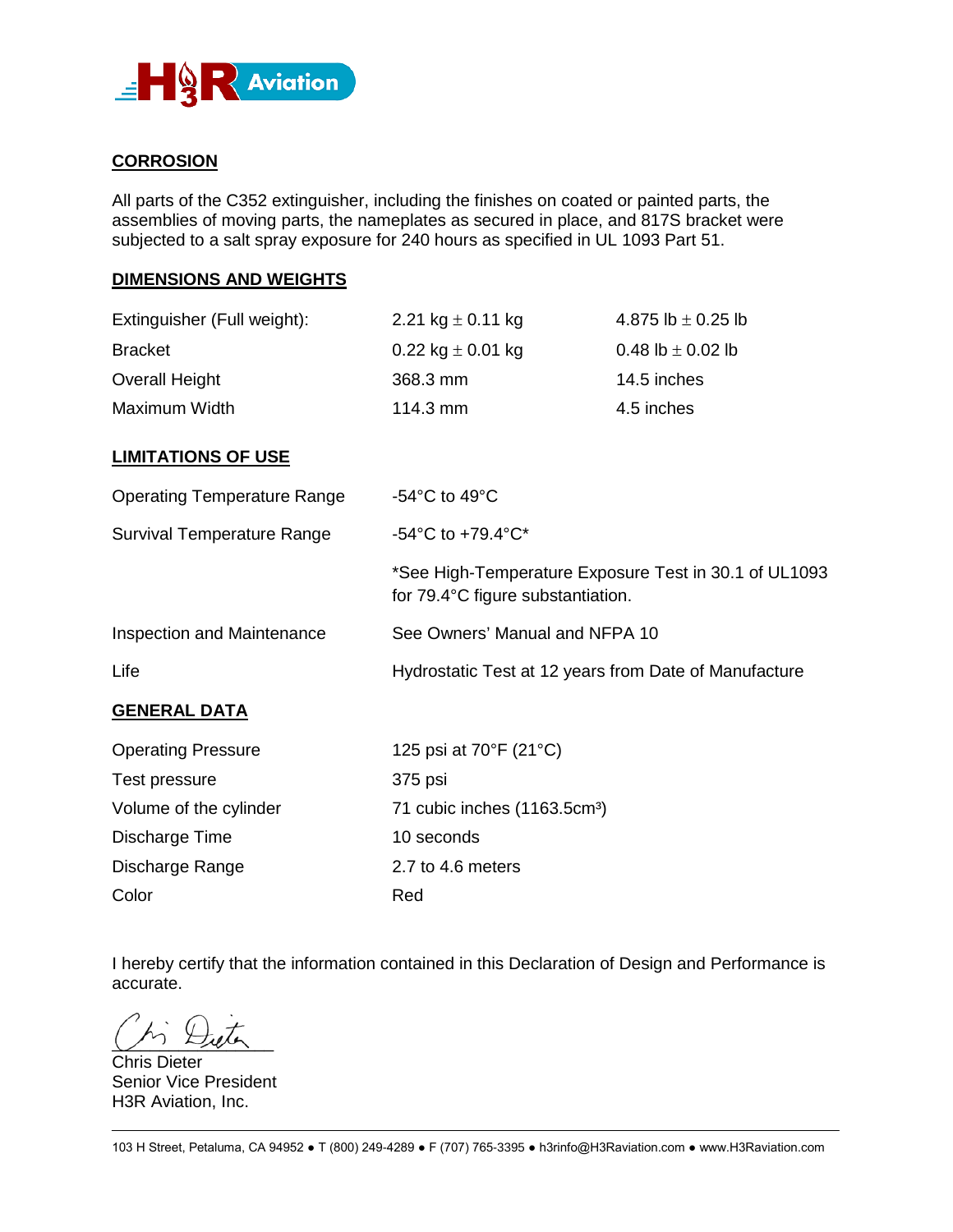## CORROSION

All parts of the C352 extinguisher, including the finishes on coated or painted parts, the assemblies of moving parts, the nameplates as secured in place, and 817S bracket were subjected to a salt spray exposure for 240 hours as specified in UL 1093 Part 51.

## DIMENSIONS AND WEIGHTS

| | | |
|---|---|---|
| Extinguisher (Full weight): | 2.21 kg ± 0.11 kg | 4.875 lb ± 0.25 lb |
| Bracket | 0.22 kg ± 0.01 kg | 0.48 lb ± 0.02 lb |
| Overall Height | 368.3 mm | 14.5 inches |
| Maximum Width | 114.3 mm | 4.5 inches |

## LIMITATIONS OF USE

| | |
|---|---|
| Operating Temperature Range | -54°C to 49°C |
| Survival Temperature Range | -54°C to +79.4°C* |
| | *See High-Temperature Exposure Test in 30.1 of UL1093 for 79.4°C figure substantiation. |
| Inspection and Maintenance | See Owners' Manual and NFPA 10 |
| Life | Hydrostatic Test at 12 years from Date of Manufacture |

## GENERAL DATA

| | |
|---|---|
| Operating Pressure | 125 psi at 70°F (21°C) |
| Test pressure | 375 psi |
| Volume of the cylinder | 71 cubic inches (1163.5cm$^3$) |
| Discharge Time | 10 seconds |
| Discharge Range | 2.7 to 4.6 meters |
| Color | Red |

I hereby certify that the information contained in this Declaration of Design and Performance is accurate.

Chris Dieter
Senior Vice President
H3R Aviation, Inc.

103 H Street, Petaluma, CA 94952 ● T (800) 249-4289 ● F (707) 765-3395 ● h3rinfo@H3Raviation.com ● www.H3Raviation.com